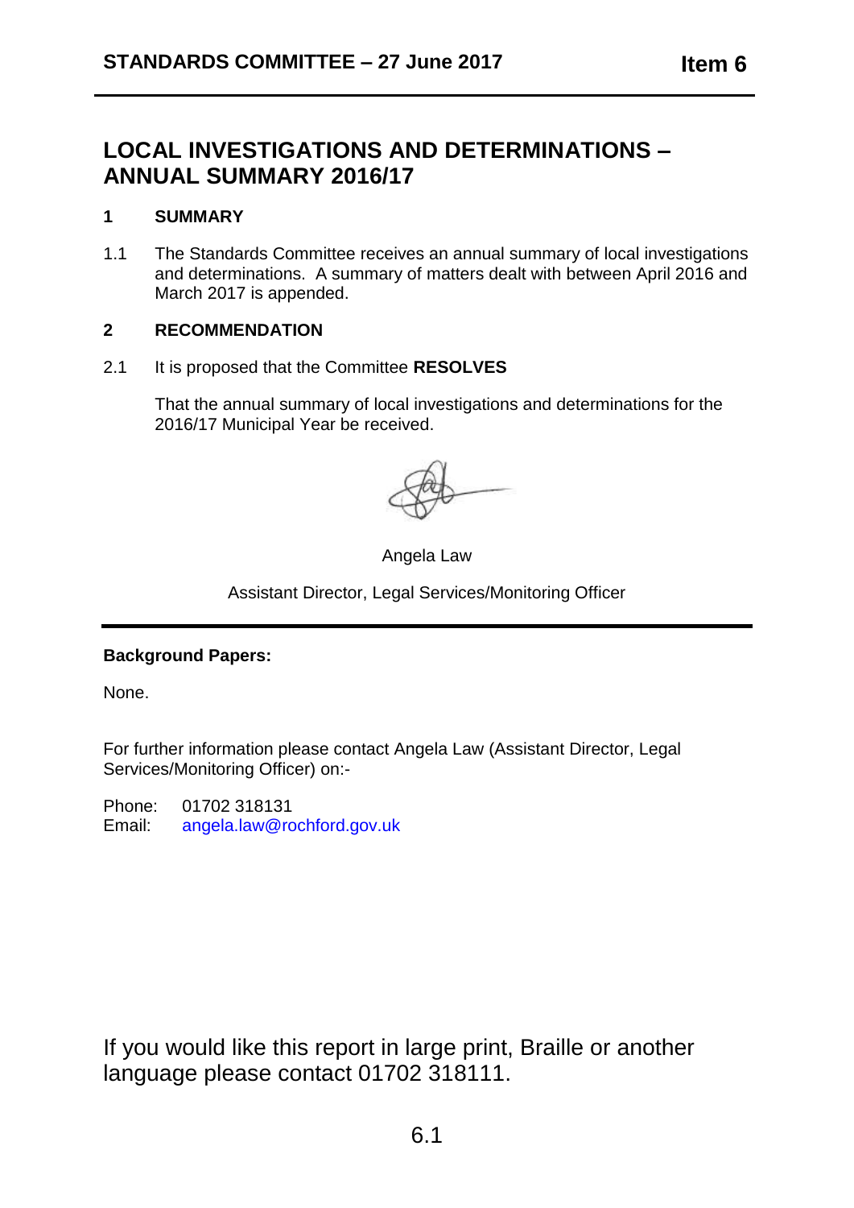# LOCAL INVESTIGATIONS AND DETERMINATIONS – ANNUAL SUMMARY 2016/17

## 1 SUMMARY

1.1 The Standards Committee receives an annual summary of local investigations and determinations. A summary of matters dealt with between April 2016 and March 2017 is appended.

## 2 RECOMMENDATION

2.1 It is proposed that the Committee **RESOLVES**

That the annual summary of local investigations and determinations for the 2016/17 Municipal Year be received.

Angela Law

Assistant Director, Legal Services/Monitoring Officer

---

**Background Papers:**

None.

For further information please contact Angela Law (Assistant Director, Legal Services/Monitoring Officer) on:-

Phone: 01702 318131
Email: angela.law@rochford.gov.uk

If you would like this report in large print, Braille or another language please contact 01702 318111.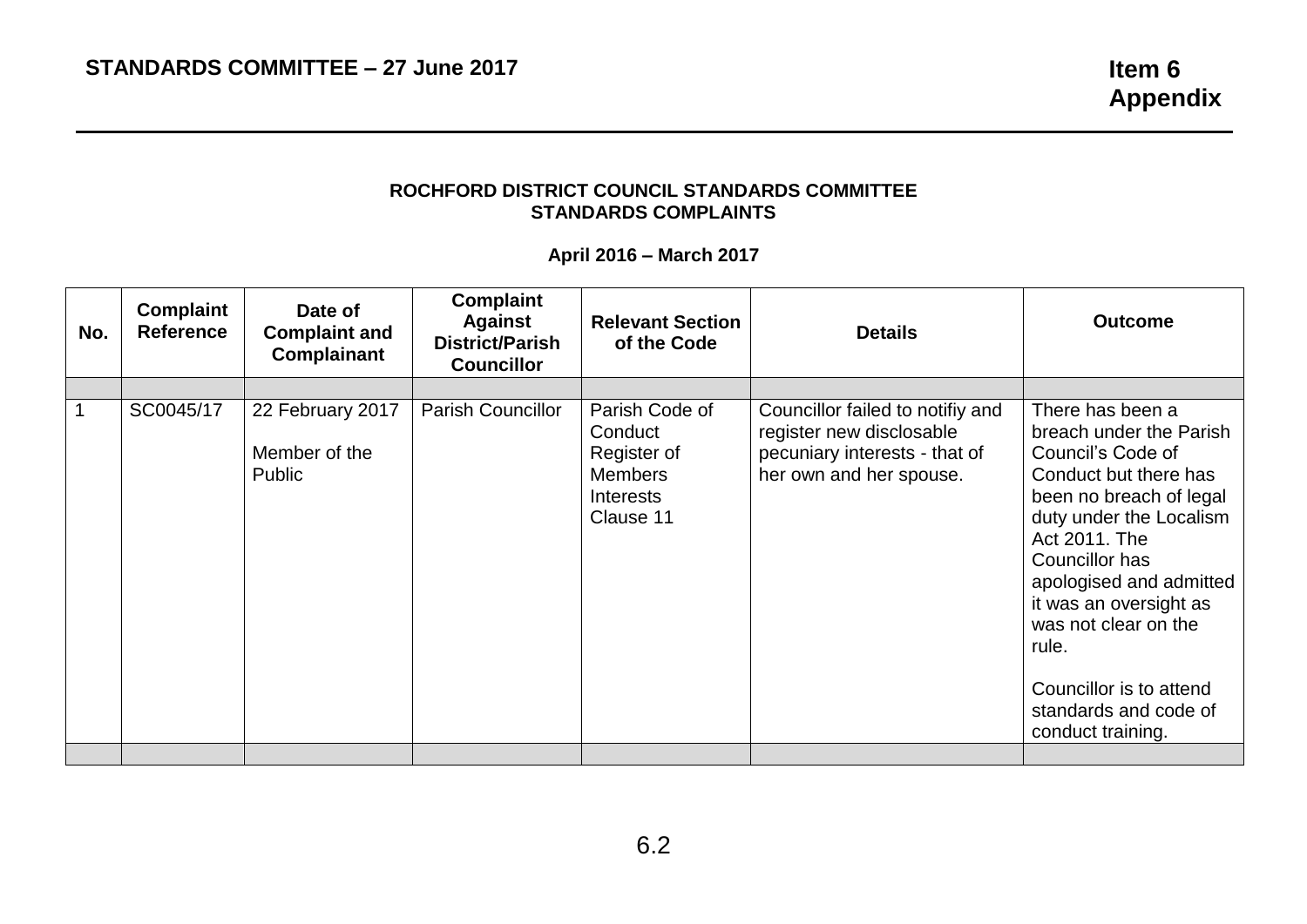**STANDARDS COMMITTEE – 27 June 2017**

**Item 6**
**Appendix**

**ROCHFORD DISTRICT COUNCIL STANDARDS COMMITTEE**
**STANDARDS COMPLAINTS**

**April 2016 – March 2017**

| No. | Complaint Reference | Date of Complaint and Complainant | Complaint Against District/Parish Councillor | Relevant Section of the Code | Details | Outcome |
|---|---|---|---|---|---|---|
| | | | | | | |
| 1 | SC0045/17 | 22 February 2017<br><br>Member of the Public | Parish Councillor | Parish Code of Conduct Register of Members Interests Clause 11 | Councillor failed to notifiy and register new disclosable pecuniary interests - that of her own and her spouse. | There has been a breach under the Parish Council's Code of Conduct but there has been no breach of legal duty under the Localism Act 2011. The Councillor has apologised and admitted it was an oversight as was not clear on the rule.<br><br>Councillor is to attend standards and code of conduct training. |
| | | | | | | |